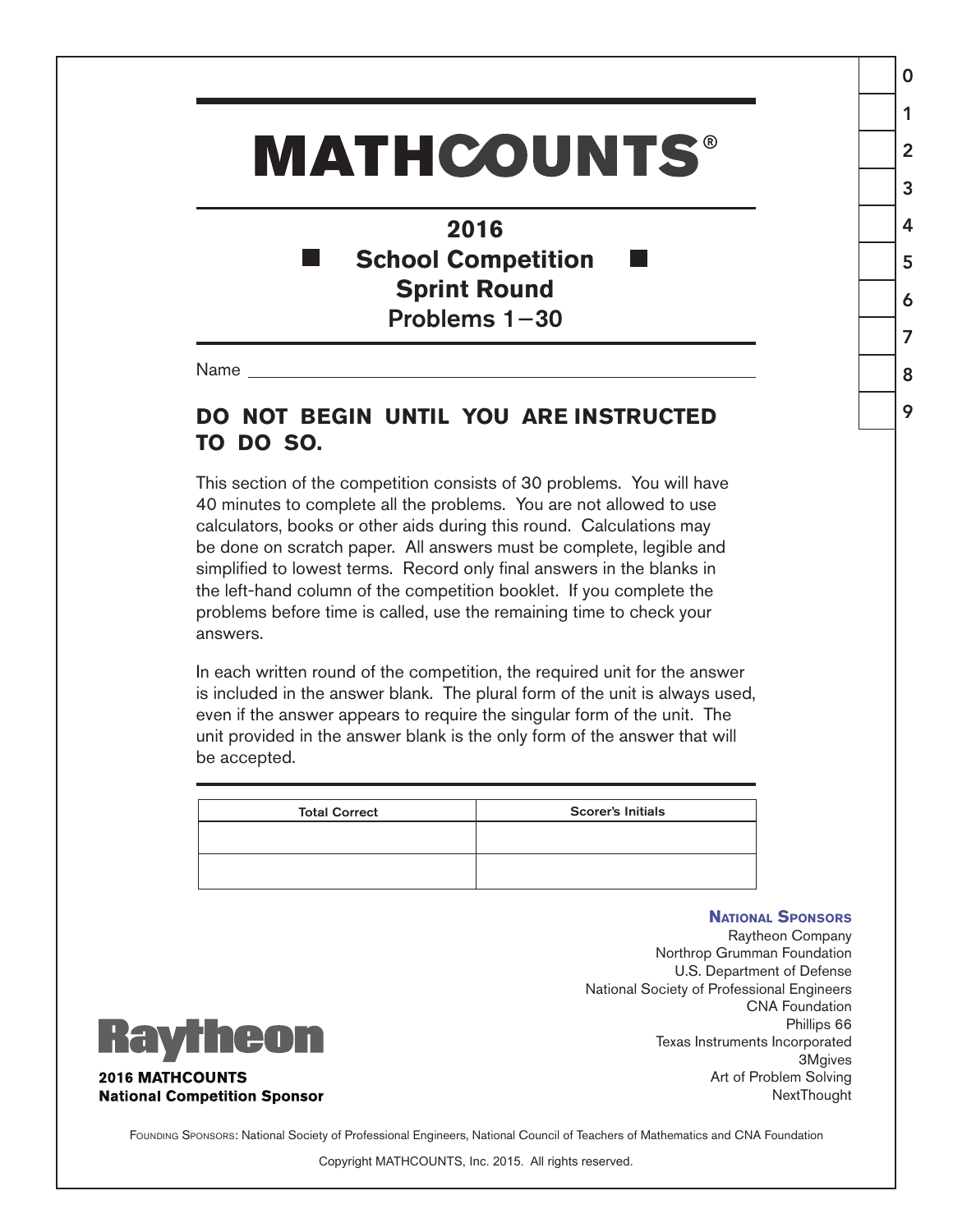# MATHCOUNTS®

## 2016
## School Competition
## Sprint Round
## Problems 1−30

Name ______________________________________________

**DO NOT BEGIN UNTIL YOU ARE INSTRUCTED TO DO SO.**

This section of the competition consists of 30 problems. You will have 40 minutes to complete all the problems. You are not allowed to use calculators, books or other aids during this round. Calculations may be done on scratch paper. All answers must be complete, legible and simplified to lowest terms. Record only final answers in the blanks in the left-hand column of the competition booklet. If you complete the problems before time is called, use the remaining time to check your answers.

In each written round of the competition, the required unit for the answer is included in the answer blank. The plural form of the unit is always used, even if the answer appears to require the singular form of the unit. The unit provided in the answer blank is the only form of the answer that will be accepted.

| Total Correct | Scorer's Initials |
| --- | --- |
| | |
| | |

0
1
2
3
4
5
6
7
8
9

**NATIONAL SPONSORS**

Raytheon Company
Northrop Grumman Foundation
U.S. Department of Defense
National Society of Professional Engineers
CNA Foundation
Phillips 66
Texas Instruments Incorporated
3Mgives
Art of Problem Solving
NextThought

Raytheon

**2016 MATHCOUNTS**
**National Competition Sponsor**

FOUNDING SPONSORS: National Society of Professional Engineers, National Council of Teachers of Mathematics and CNA Foundation

Copyright MATHCOUNTS, Inc. 2015. All rights reserved.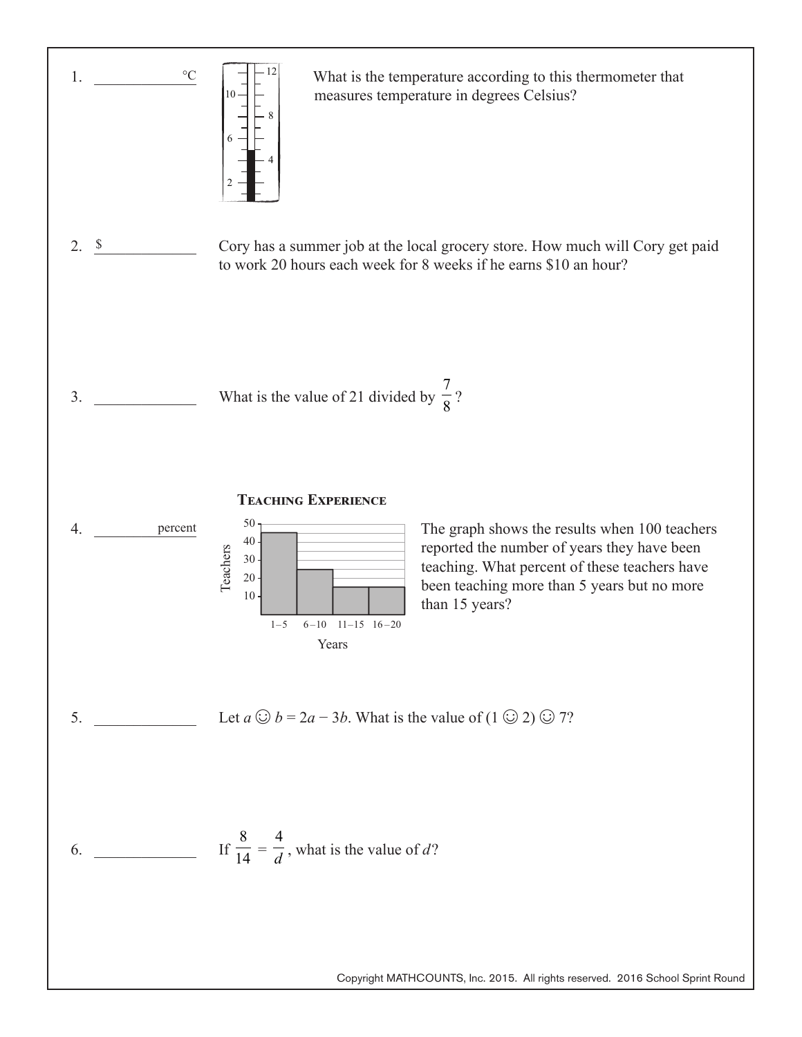1. ____________ °C

What is the temperature according to this thermometer that measures temperature in degrees Celsius?

2. $ ____________

Cory has a summer job at the local grocery store. How much will Cory get paid to work 20 hours each week for 8 weeks if he earns $10 an hour?

3. ____________

What is the value of 21 divided by $\frac{7}{8}$?

4. ____________ percent

**Teaching Experience**

The graph shows the results when 100 teachers reported the number of years they have been teaching. What percent of these teachers have been teaching more than 5 years but no more than 15 years?

5. ____________

Let $a ☺ b = 2a - 3b$. What is the value of $(1 ☺ 2) ☺ 7$?

6. ____________

If $\frac{8}{14} = \frac{4}{d}$, what is the value of $d$?

Copyright MATHCOUNTS, Inc. 2015. All rights reserved. 2016 School Sprint Round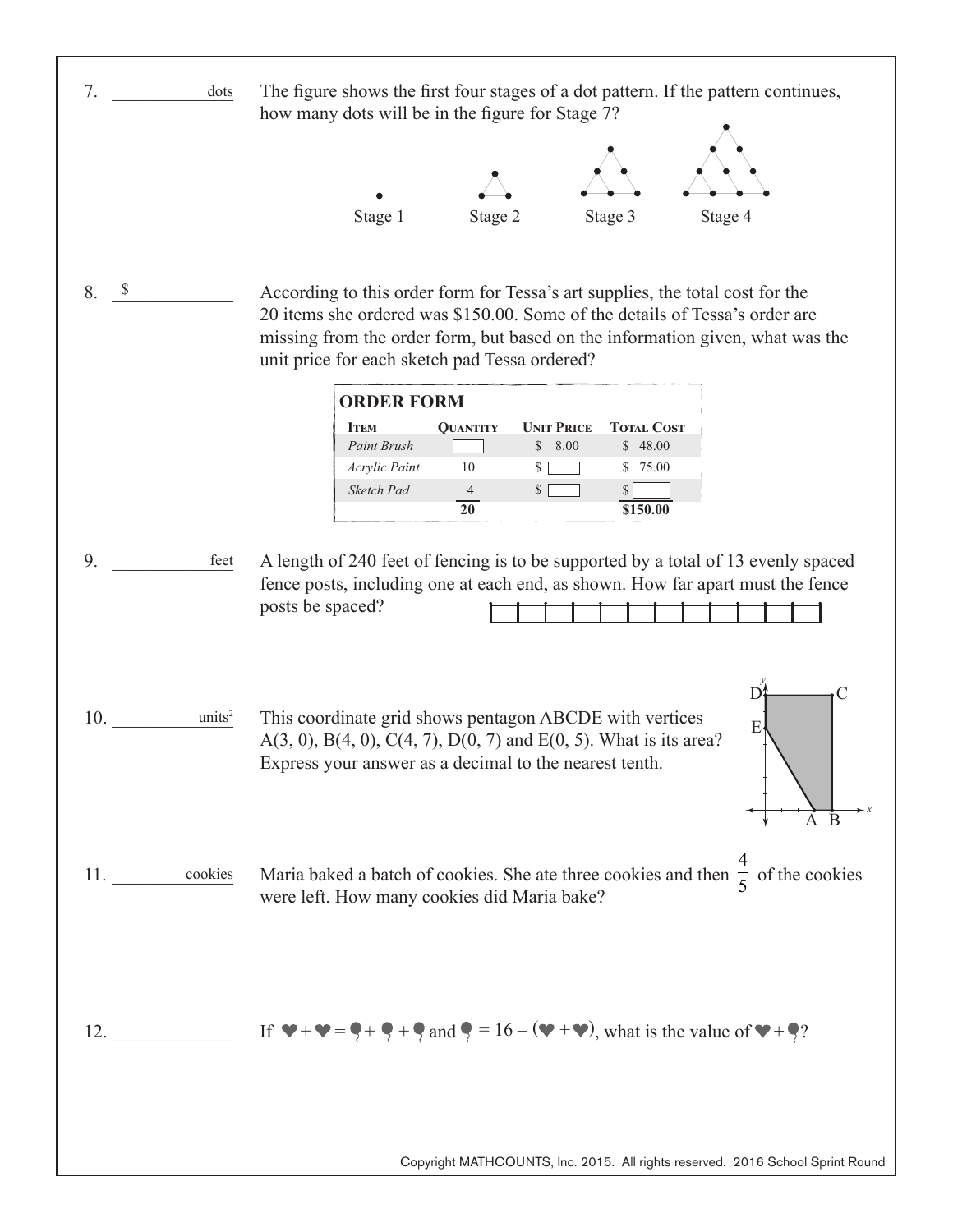7. ________ dots

The figure shows the first four stages of a dot pattern. If the pattern continues, how many dots will be in the figure for Stage 7?

Stage 1 Stage 2 Stage 3 Stage 4

8. $ ________

According to this order form for Tessa's art supplies, the total cost for the 20 items she ordered was $150.00. Some of the details of Tessa's order are missing from the order form, but based on the information given, what was the unit price for each sketch pad Tessa ordered?

**ORDER FORM**

| Item | Quantity | Unit Price | Total Cost |
|---|---|---|---|
| *Paint Brush* | ☐ | $ 8.00 | $ 48.00 |
| *Acrylic Paint* | 10 | $ ☐ | $ 75.00 |
| *Sketch Pad* | 4 | $ ☐ | $ ☐ |
| | **20** | | **$150.00** |

9. ________ feet

A length of 240 feet of fencing is to be supported by a total of 13 evenly spaced fence posts, including one at each end, as shown. How far apart must the fence posts be spaced?

10. ________ units²

This coordinate grid shows pentagon ABCDE with vertices A(3, 0), B(4, 0), C(4, 7), D(0, 7) and E(0, 5). What is its area? Express your answer as a decimal to the nearest tenth.

11. ________ cookies

Maria baked a batch of cookies. She ate three cookies and then $\frac{4}{5}$ of the cookies were left. How many cookies did Maria bake?

12. ________

If ♥ + ♥ = 🎈 + 🎈 + 🎈 and 🎈 = 16 – (♥ + ♥), what is the value of ♥ + 🎈?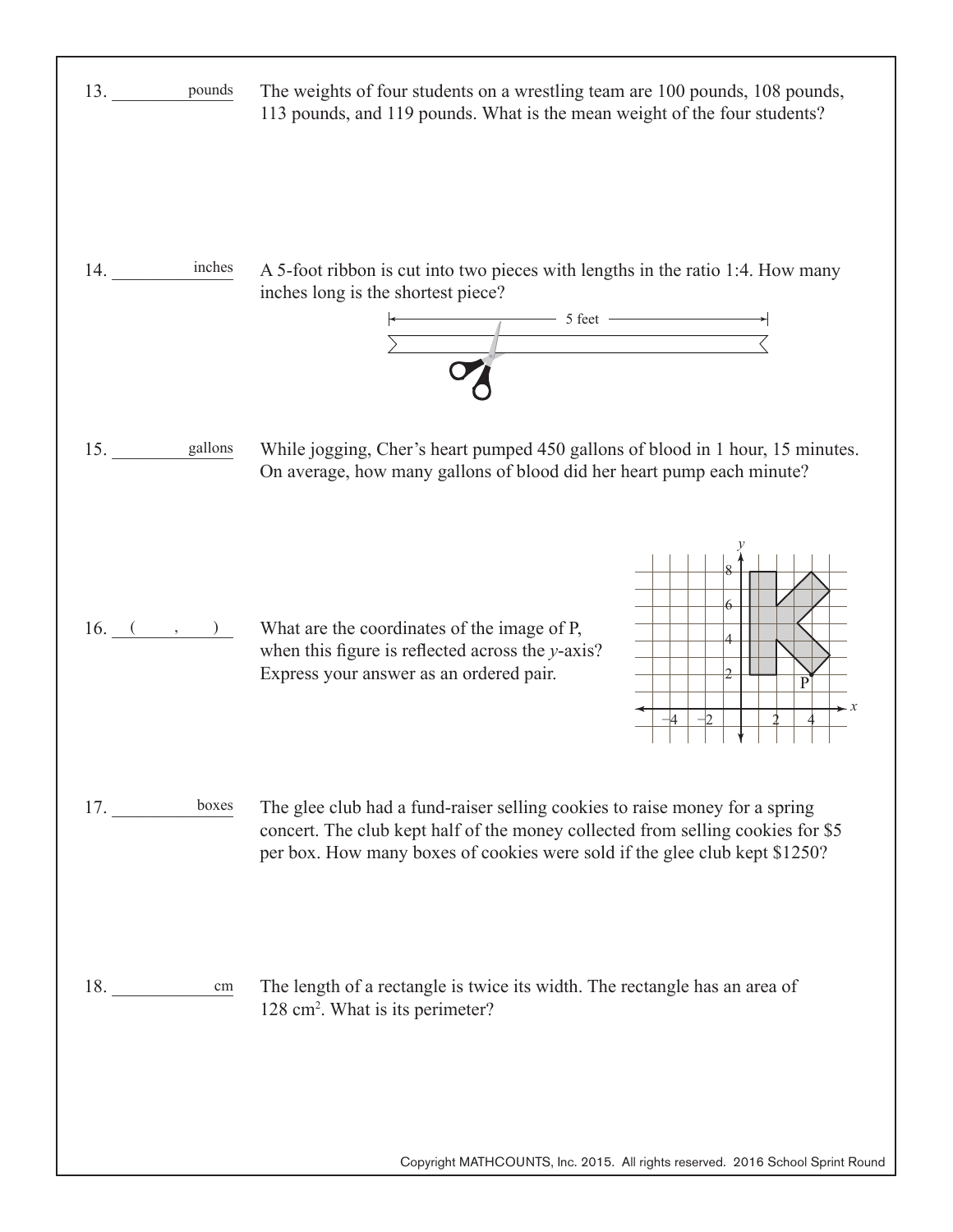13. ________ pounds

The weights of four students on a wrestling team are 100 pounds, 108 pounds, 113 pounds, and 119 pounds. What is the mean weight of the four students?

14. ________ inches

A 5-foot ribbon is cut into two pieces with lengths in the ratio 1:4. How many inches long is the shortest piece?

15. ________ gallons

While jogging, Cher's heart pumped 450 gallons of blood in 1 hour, 15 minutes. On average, how many gallons of blood did her heart pump each minute?

16. ( ____ , ____ )

What are the coordinates of the image of P, when this figure is reflected across the $y$-axis? Express your answer as an ordered pair.

17. ________ boxes

The glee club had a fund-raiser selling cookies to raise money for a spring concert. The club kept half of the money collected from selling cookies for $5 per box. How many boxes of cookies were sold if the glee club kept $1250?

18. ________ cm

The length of a rectangle is twice its width. The rectangle has an area of 128 $\text{cm}^2$. What is its perimeter?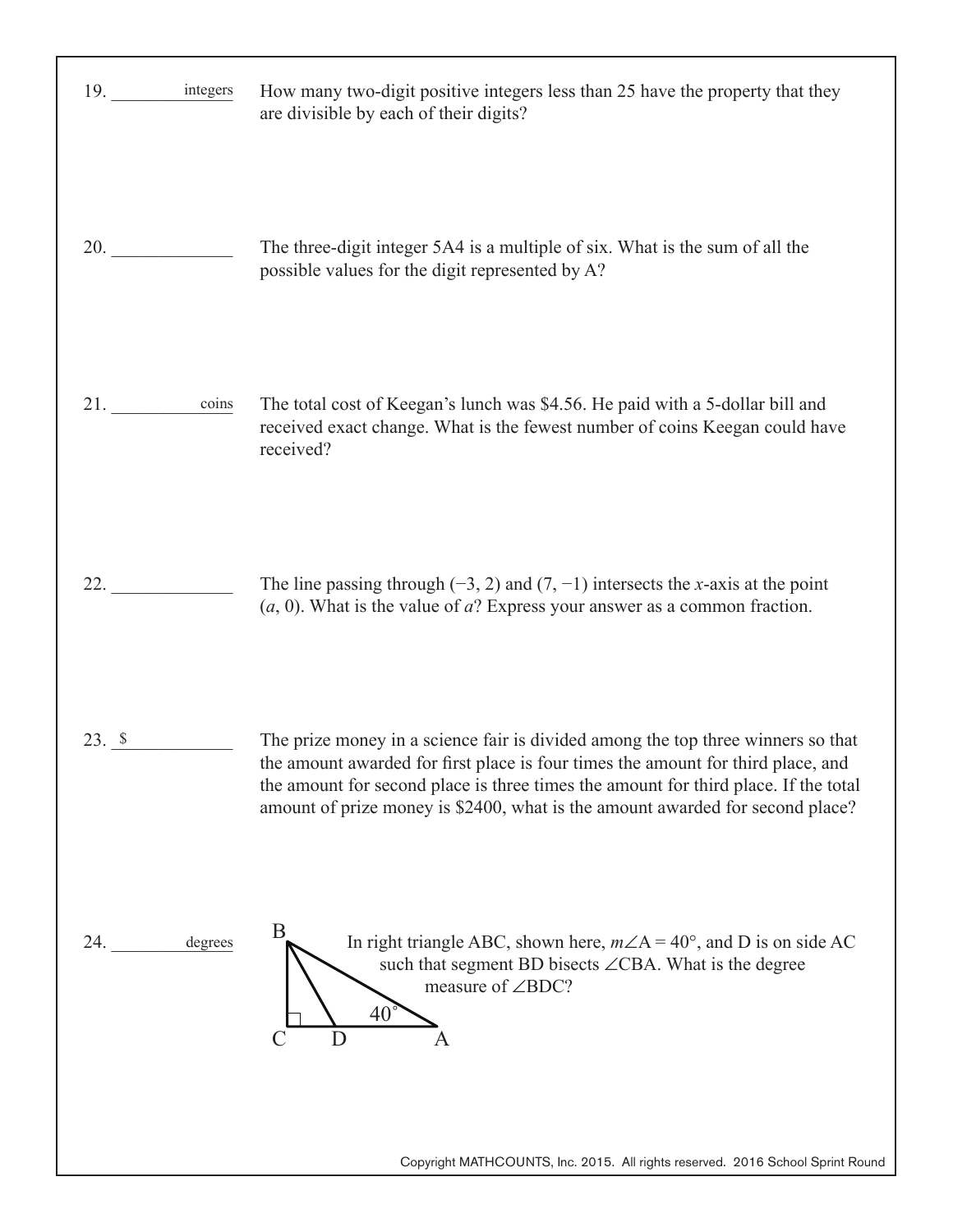19. ________ integers

How many two-digit positive integers less than 25 have the property that they are divisible by each of their digits?

20. ____________

The three-digit integer 5A4 is a multiple of six. What is the sum of all the possible values for the digit represented by A?

21. ________ coins

The total cost of Keegan's lunch was \$4.56. He paid with a 5-dollar bill and received exact change. What is the fewest number of coins Keegan could have received?

22. ____________

The line passing through $(-3, 2)$ and $(7, -1)$ intersects the $x$-axis at the point $(a, 0)$. What is the value of $a$? Express your answer as a common fraction.

23. \$ ____________

The prize money in a science fair is divided among the top three winners so that the amount awarded for first place is four times the amount for third place, and the amount for second place is three times the amount for third place. If the total amount of prize money is \$2400, what is the amount awarded for second place?

24. ________ degrees

In right triangle ABC, shown here, $m\angle A = 40°$, and D is on side AC such that segment BD bisects $\angle CBA$. What is the degree measure of $\angle BDC$?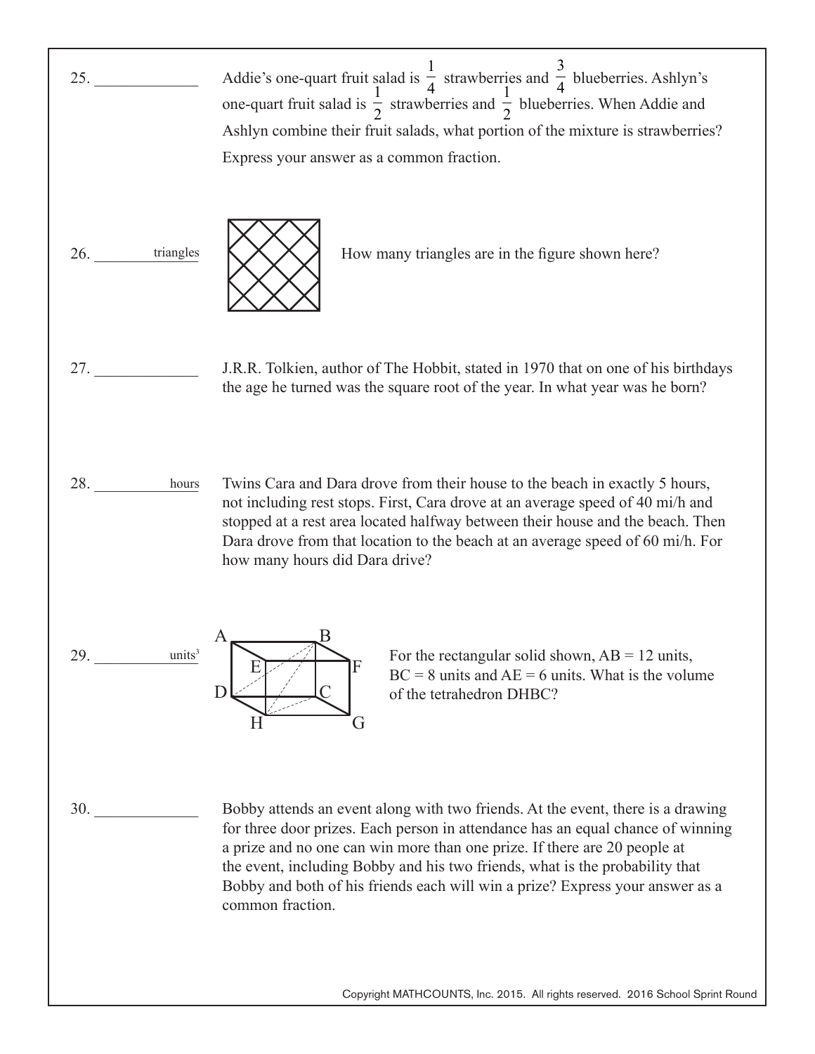25. _____________ Addie's one-quart fruit salad is $\frac{1}{4}$ strawberries and $\frac{3}{4}$ blueberries. Ashlyn's one-quart fruit salad is $\frac{1}{2}$ strawberries and $\frac{1}{2}$ blueberries. When Addie and Ashlyn combine their fruit salads, what portion of the mixture is strawberries? Express your answer as a common fraction.

26. _________ triangles

How many triangles are in the figure shown here?

27. _____________ J.R.R. Tolkien, author of The Hobbit, stated in 1970 that on one of his birthdays the age he turned was the square root of the year. In what year was he born?

28. _________ hours

Twins Cara and Dara drove from their house to the beach in exactly 5 hours, not including rest stops. First, Cara drove at an average speed of 40 mi/h and stopped at a rest area located halfway between their house and the beach. Then Dara drove from that location to the beach at an average speed of 60 mi/h. For how many hours did Dara drive?

29. _________ units$^3$

A B E F D C H G

For the rectangular solid shown, AB = 12 units, BC = 8 units and AE = 6 units. What is the volume of the tetrahedron DHBC?

30. _____________ Bobby attends an event along with two friends. At the event, there is a drawing for three door prizes. Each person in attendance has an equal chance of winning a prize and no one can win more than one prize. If there are 20 people at the event, including Bobby and his two friends, what is the probability that Bobby and both of his friends each will win a prize? Express your answer as a common fraction.

Copyright MATHCOUNTS, Inc. 2015. All rights reserved. 2016 School Sprint Round